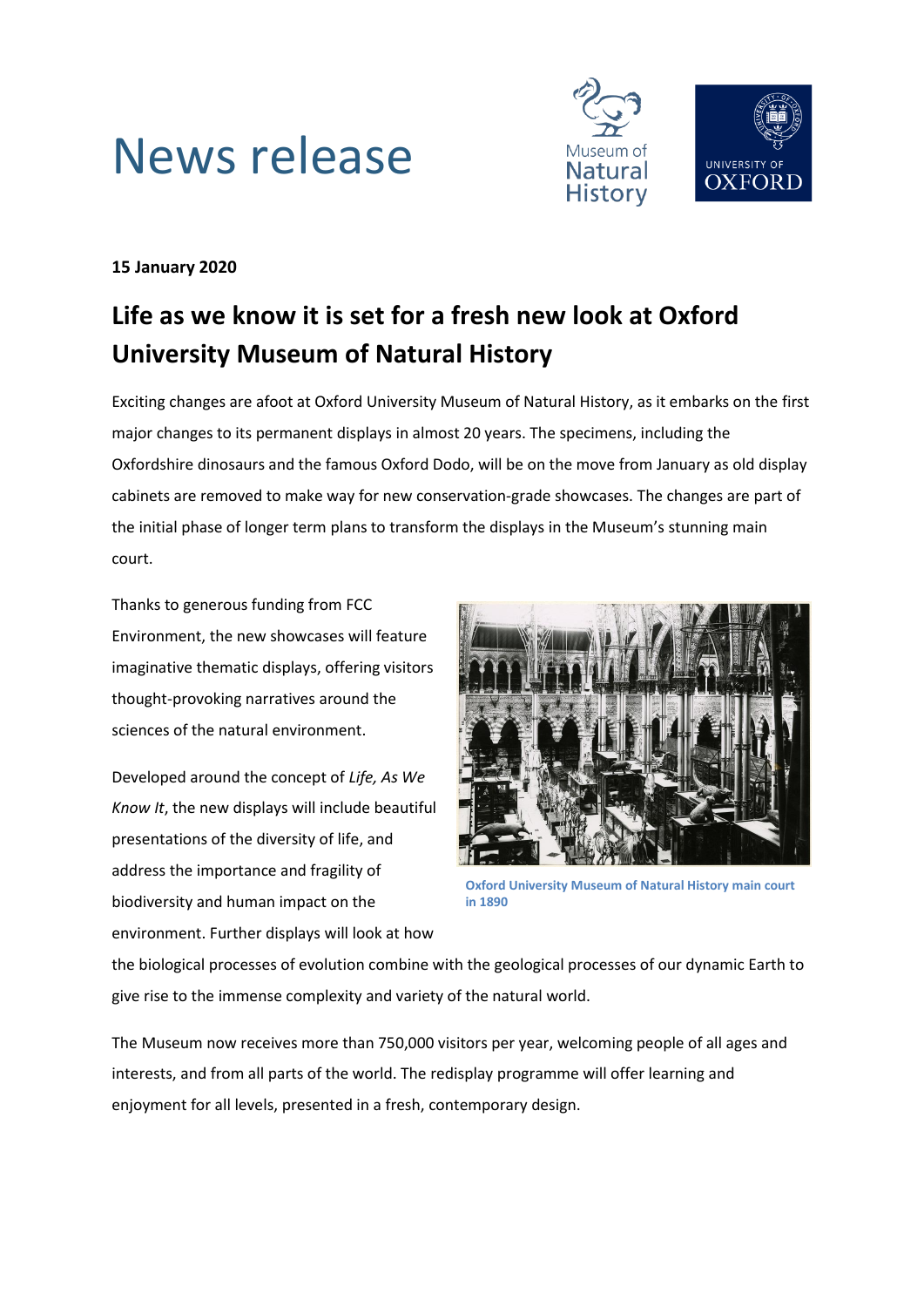# News release

**15 January 2020**

## Life as we know it is set for a fresh new look at Oxford University Museum of Natural History

Exciting changes are afoot at Oxford University Museum of Natural History, as it embarks on the first major changes to its permanent displays in almost 20 years. The specimens, including the Oxfordshire dinosaurs and the famous Oxford Dodo, will be on the move from January as old display cabinets are removed to make way for new conservation-grade showcases. The changes are part of the initial phase of longer term plans to transform the displays in the Museum's stunning main court.

Thanks to generous funding from FCC Environment, the new showcases will feature imaginative thematic displays, offering visitors thought-provoking narratives around the sciences of the natural environment.

Developed around the concept of *Life, As We Know It*, the new displays will include beautiful presentations of the diversity of life, and address the importance and fragility of biodiversity and human impact on the environment. Further displays will look at how the biological processes of evolution combine with the geological processes of our dynamic Earth to give rise to the immense complexity and variety of the natural world.

**Oxford University Museum of Natural History main court in 1890**

The Museum now receives more than 750,000 visitors per year, welcoming people of all ages and interests, and from all parts of the world. The redisplay programme will offer learning and enjoyment for all levels, presented in a fresh, contemporary design.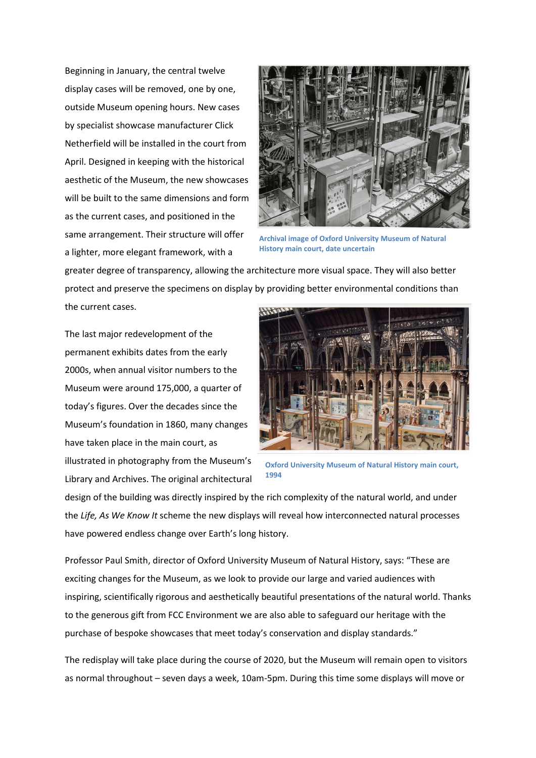Beginning in January, the central twelve display cases will be removed, one by one, outside Museum opening hours. New cases by specialist showcase manufacturer Click Netherfield will be installed in the court from April. Designed in keeping with the historical aesthetic of the Museum, the new showcases will be built to the same dimensions and form as the current cases, and positioned in the same arrangement. Their structure will offer a lighter, more elegant framework, with a greater degree of transparency, allowing the architecture more visual space. They will also better protect and preserve the specimens on display by providing better environmental conditions than the current cases.

**Archival image of Oxford University Museum of Natural History main court, date uncertain**

The last major redevelopment of the permanent exhibits dates from the early 2000s, when annual visitor numbers to the Museum were around 175,000, a quarter of today's figures. Over the decades since the Museum's foundation in 1860, many changes have taken place in the main court, as illustrated in photography from the Museum's Library and Archives. The original architectural design of the building was directly inspired by the rich complexity of the natural world, and under the *Life, As We Know It* scheme the new displays will reveal how interconnected natural processes have powered endless change over Earth's long history.

**Oxford University Museum of Natural History main court, 1994**

Professor Paul Smith, director of Oxford University Museum of Natural History, says: "These are exciting changes for the Museum, as we look to provide our large and varied audiences with inspiring, scientifically rigorous and aesthetically beautiful presentations of the natural world. Thanks to the generous gift from FCC Environment we are also able to safeguard our heritage with the purchase of bespoke showcases that meet today's conservation and display standards."

The redisplay will take place during the course of 2020, but the Museum will remain open to visitors as normal throughout – seven days a week, 10am-5pm. During this time some displays will move or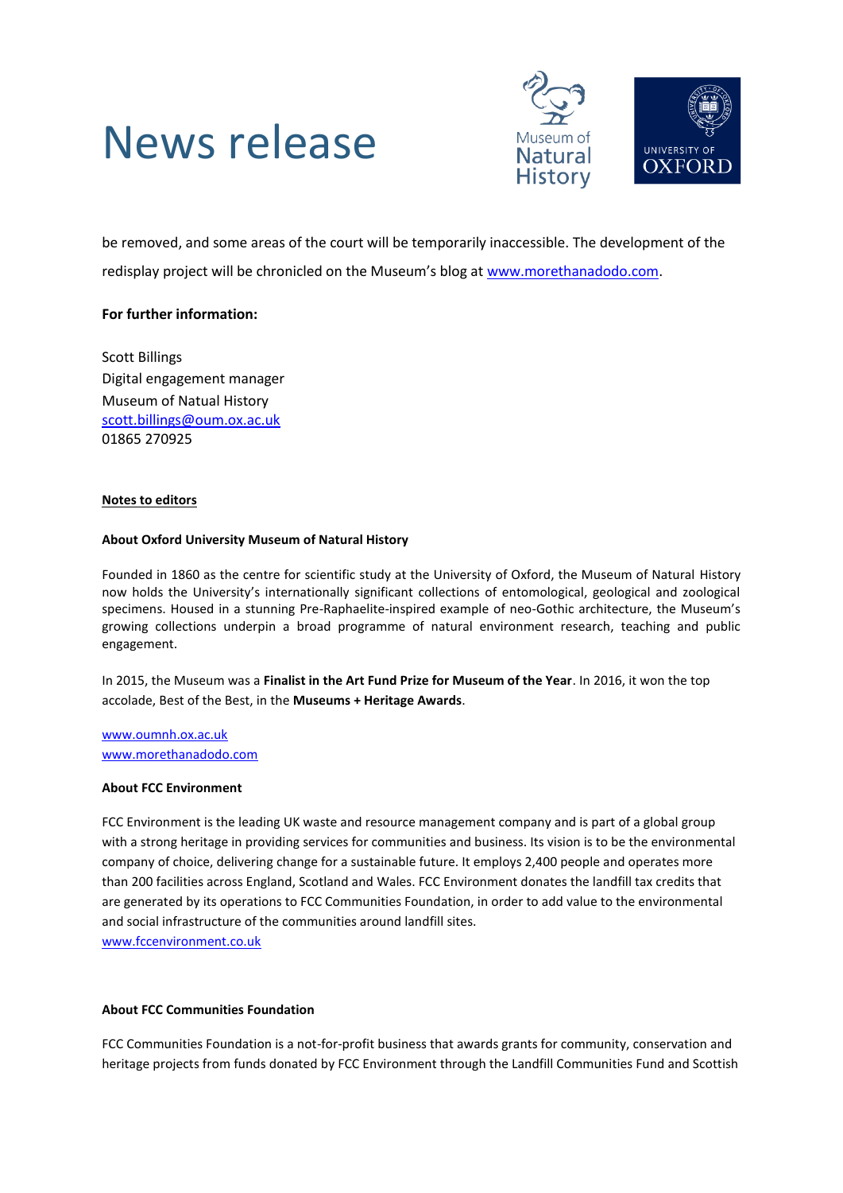be removed, and some areas of the court will be temporarily inaccessible. The development of the redisplay project will be chronicled on the Museum's blog at [www.morethanadodo.com](http://www.morethanadodo.com).

**For further information:**

Scott Billings
Digital engagement manager
Museum of Natual History
[scott.billings@oum.ox.ac.uk](mailto:scott.billings@oum.ox.ac.uk)
01865 270925

**Notes to editors**

**About Oxford University Museum of Natural History**

Founded in 1860 as the centre for scientific study at the University of Oxford, the Museum of Natural History now holds the University's internationally significant collections of entomological, geological and zoological specimens. Housed in a stunning Pre-Raphaelite-inspired example of neo-Gothic architecture, the Museum's growing collections underpin a broad programme of natural environment research, teaching and public engagement.

In 2015, the Museum was a **Finalist in the Art Fund Prize for Museum of the Year**. In 2016, it won the top accolade, Best of the Best, in the **Museums + Heritage Awards**.

[www.oumnh.ox.ac.uk](http://www.oumnh.ox.ac.uk)
[www.morethanadodo.com](http://www.morethanadodo.com)

**About FCC Environment**

FCC Environment is the leading UK waste and resource management company and is part of a global group with a strong heritage in providing services for communities and business. Its vision is to be the environmental company of choice, delivering change for a sustainable future. It employs 2,400 people and operates more than 200 facilities across England, Scotland and Wales. FCC Environment donates the landfill tax credits that are generated by its operations to FCC Communities Foundation, in order to add value to the environmental and social infrastructure of the communities around landfill sites.
[www.fccenvironment.co.uk](http://www.fccenvironment.co.uk)

**About FCC Communities Foundation**

FCC Communities Foundation is a not-for-profit business that awards grants for community, conservation and heritage projects from funds donated by FCC Environment through the Landfill Communities Fund and Scottish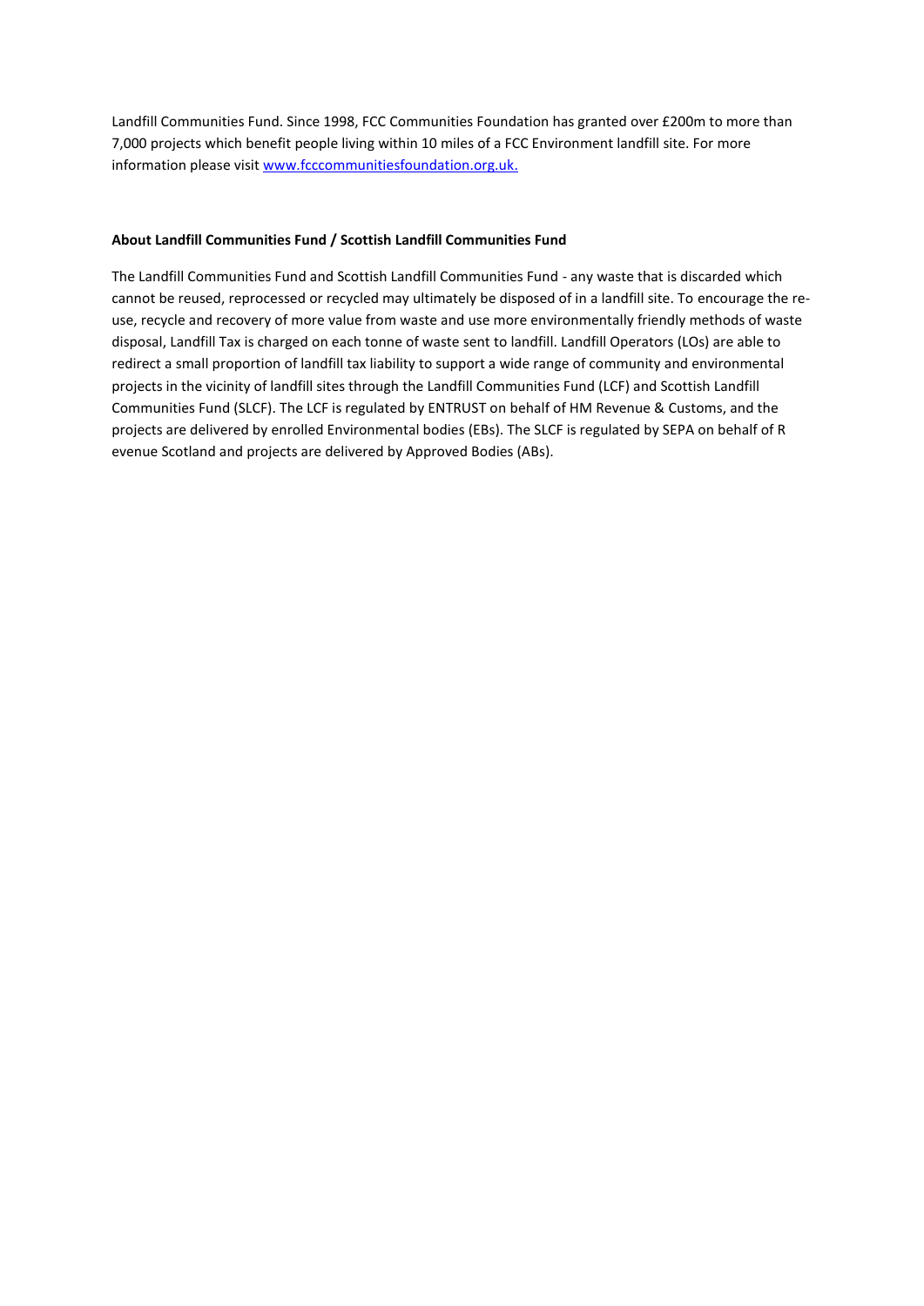Landfill Communities Fund. Since 1998, FCC Communities Foundation has granted over £200m to more than 7,000 projects which benefit people living within 10 miles of a FCC Environment landfill site. For more information please visit [www.fcccommunitiesfoundation.org.uk.](http://www.fcccommunitiesfoundation.org.uk)

**About Landfill Communities Fund / Scottish Landfill Communities Fund**

The Landfill Communities Fund and Scottish Landfill Communities Fund - any waste that is discarded which cannot be reused, reprocessed or recycled may ultimately be disposed of in a landfill site. To encourage the re-use, recycle and recovery of more value from waste and use more environmentally friendly methods of waste disposal, Landfill Tax is charged on each tonne of waste sent to landfill. Landfill Operators (LOs) are able to redirect a small proportion of landfill tax liability to support a wide range of community and environmental projects in the vicinity of landfill sites through the Landfill Communities Fund (LCF) and Scottish Landfill Communities Fund (SLCF). The LCF is regulated by ENTRUST on behalf of HM Revenue & Customs, and the projects are delivered by enrolled Environmental bodies (EBs). The SLCF is regulated by SEPA on behalf of R evenue Scotland and projects are delivered by Approved Bodies (ABs).